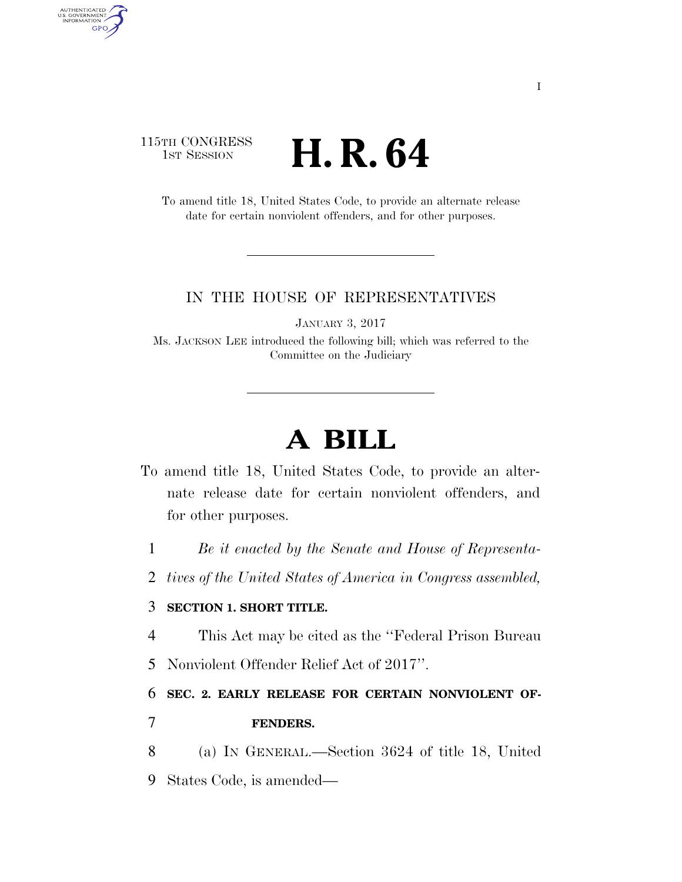115TH CONGRESS
1ST SESSION

# H. R. 64

To amend title 18, United States Code, to provide an alternate release date for certain nonviolent offenders, and for other purposes.

IN THE HOUSE OF REPRESENTATIVES

JANUARY 3, 2017

Ms. JACKSON LEE introduced the following bill; which was referred to the Committee on the Judiciary

# A BILL

To amend title 18, United States Code, to provide an alternate release date for certain nonviolent offenders, and for other purposes.

1 *Be it enacted by the Senate and House of Representa-*
2 *tives of the United States of America in Congress assembled,*

3 **SECTION 1. SHORT TITLE.**

4 This Act may be cited as the ''Federal Prison Bureau
5 Nonviolent Offender Relief Act of 2017''.

6 **SEC. 2. EARLY RELEASE FOR CERTAIN NONVIOLENT OF-**
7 **FENDERS.**

8 (a) IN GENERAL.—Section 3624 of title 18, United
9 States Code, is amended—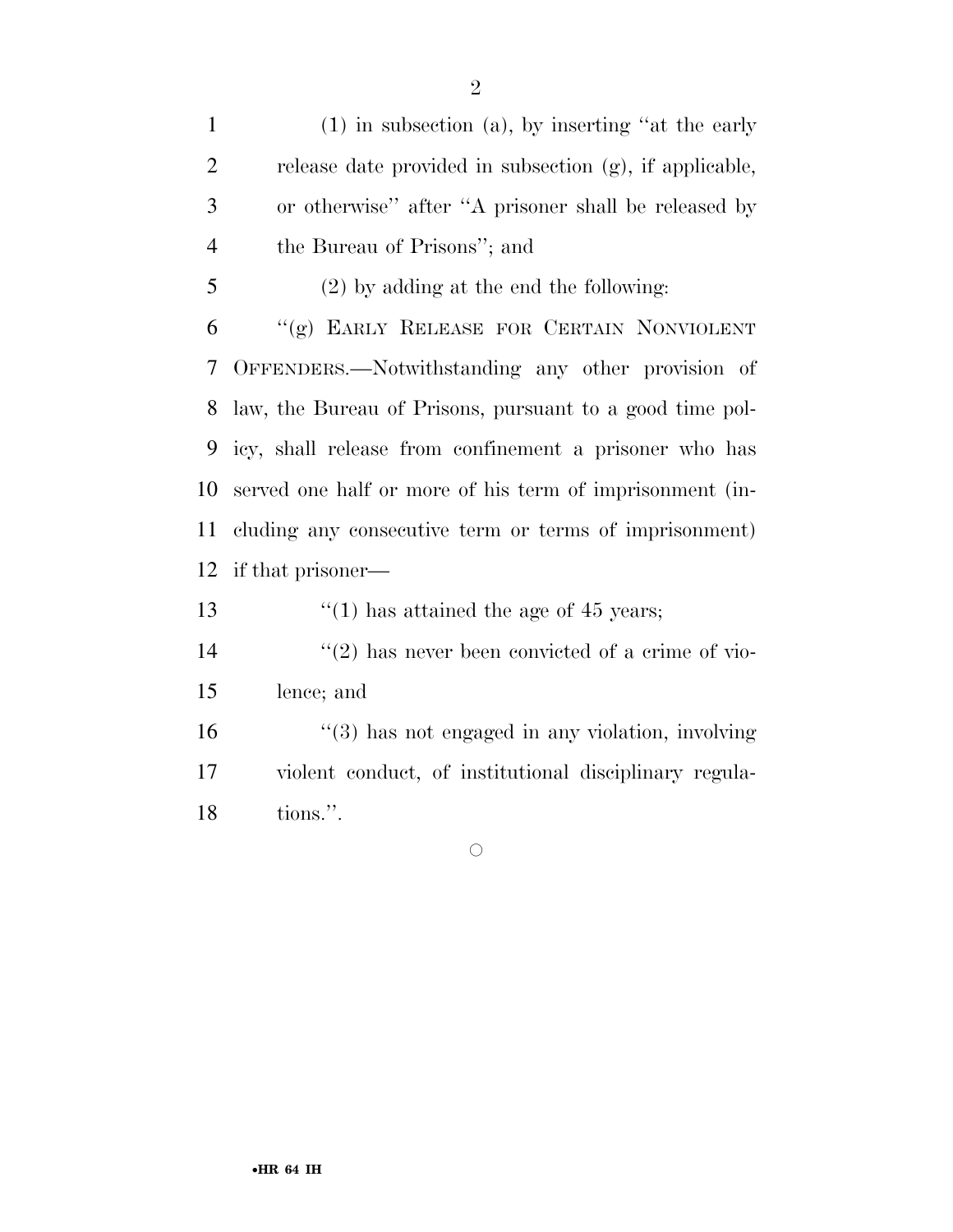(1) in subsection (a), by inserting ''at the early release date provided in subsection (g), if applicable, or otherwise'' after ''A prisoner shall be released by the Bureau of Prisons''; and

(2) by adding at the end the following:

''(g) EARLY RELEASE FOR CERTAIN NONVIOLENT OFFENDERS.—Notwithstanding any other provision of law, the Bureau of Prisons, pursuant to a good time policy, shall release from confinement a prisoner who has served one half or more of his term of imprisonment (including any consecutive term or terms of imprisonment) if that prisoner—

''(1) has attained the age of 45 years;

''(2) has never been convicted of a crime of violence; and

''(3) has not engaged in any violation, involving violent conduct, of institutional disciplinary regulations.''.

○